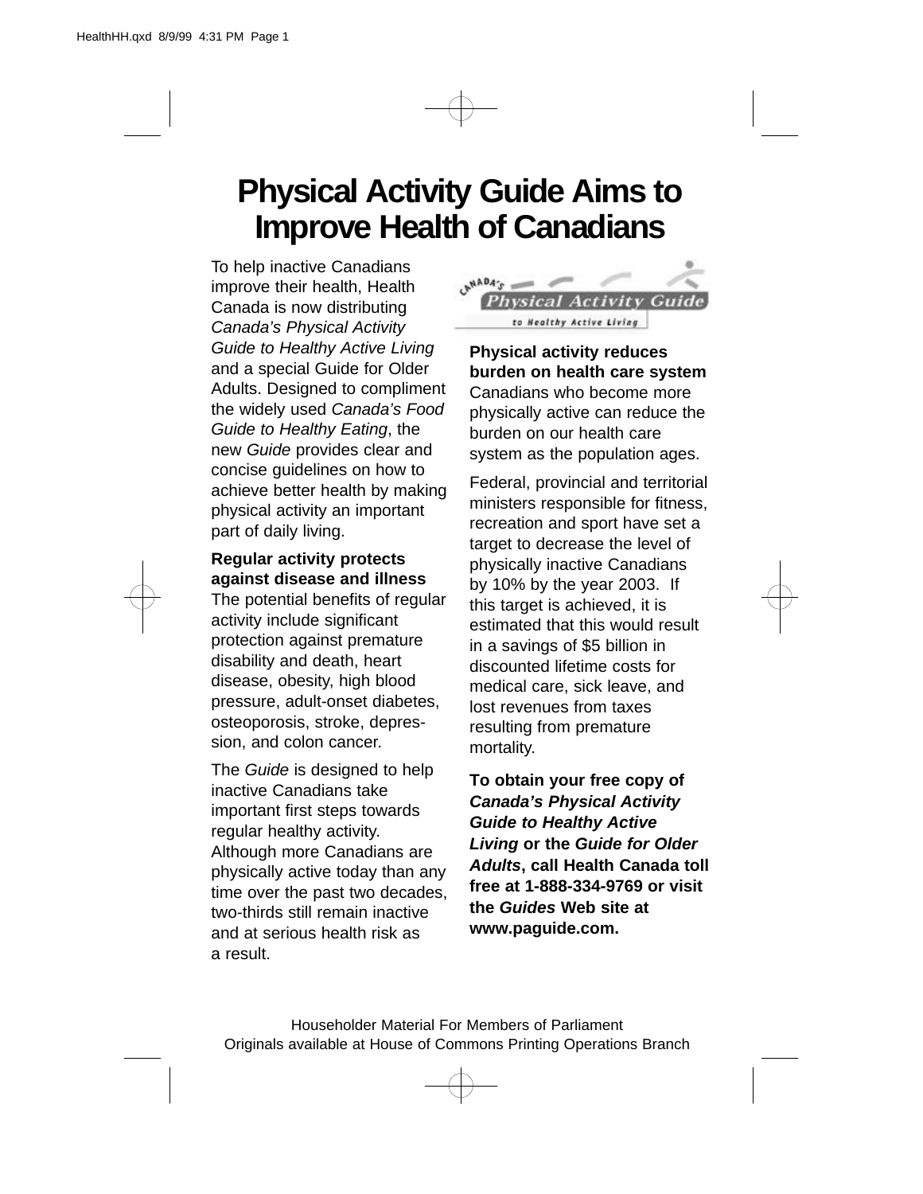# Physical Activity Guide Aims to Improve Health of Canadians

To help inactive Canadians improve their health, Health Canada is now distributing *Canada's Physical Activity Guide to Healthy Active Living* and a special Guide for Older Adults. Designed to compliment the widely used *Canada's Food Guide to Healthy Eating*, the new *Guide* provides clear and concise guidelines on how to achieve better health by making physical activity an important part of daily living.

**Regular activity protects against disease and illness**
The potential benefits of regular activity include significant protection against premature disability and death, heart disease, obesity, high blood pressure, adult-onset diabetes, osteoporosis, stroke, depression, and colon cancer.

The *Guide* is designed to help inactive Canadians take important first steps towards regular healthy activity. Although more Canadians are physically active today than any time over the past two decades, two-thirds still remain inactive and at serious health risk as a result.

Canada's Physical Activity Guide to Healthy Active Living

**Physical activity reduces burden on health care system**
Canadians who become more physically active can reduce the burden on our health care system as the population ages.

Federal, provincial and territorial ministers responsible for fitness, recreation and sport have set a target to decrease the level of physically inactive Canadians by 10% by the year 2003. If this target is achieved, it is estimated that this would result in a savings of $5 billion in discounted lifetime costs for medical care, sick leave, and lost revenues from taxes resulting from premature mortality.

**To obtain your free copy of *Canada's Physical Activity Guide to Healthy Active Living* or the *Guide for Older Adults*, call Health Canada toll free at 1-888-334-9769 or visit the *Guides* Web site at www.paguide.com.**

Householder Material For Members of Parliament
Originals available at House of Commons Printing Operations Branch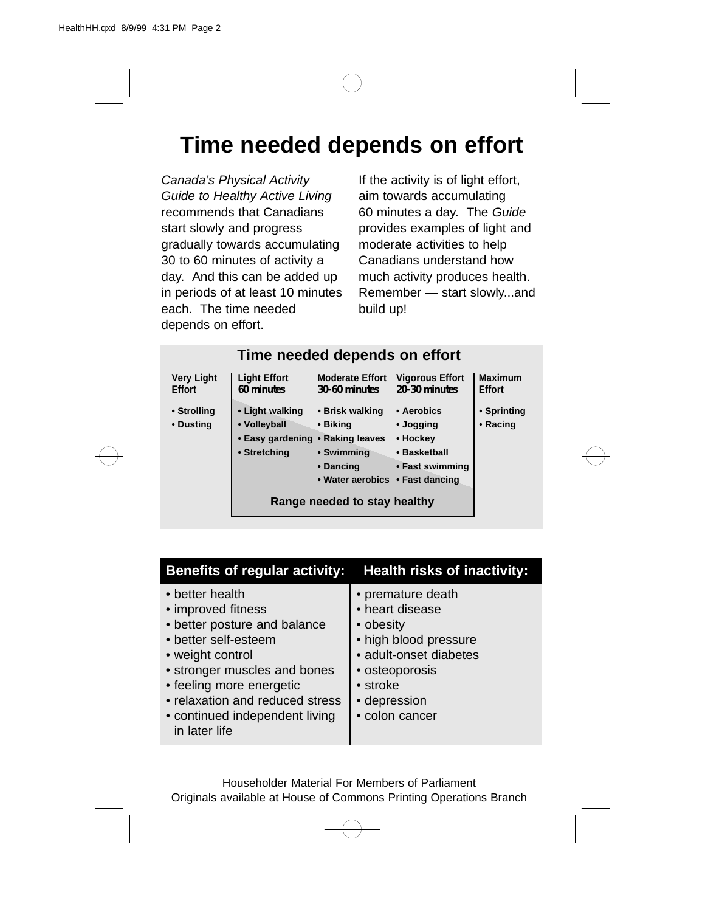# Time needed depends on effort

*Canada's Physical Activity Guide to Healthy Active Living* recommends that Canadians start slowly and progress gradually towards accumulating 30 to 60 minutes of activity a day. And this can be added up in periods of at least 10 minutes each. The time needed depends on effort.

If the activity is of light effort, aim towards accumulating 60 minutes a day. The *Guide* provides examples of light and moderate activities to help Canadians understand how much activity produces health. Remember — start slowly...and build up!

## Time needed depends on effort

| Very Light Effort | Light Effort 60 minutes | Moderate Effort 30-60 minutes | Vigorous Effort 20-30 minutes | Maximum Effort |
|---|---|---|---|---|
| • Strolling | • Light walking | • Brisk walking | • Aerobics | • Sprinting |
| • Dusting | • Volleyball | • Biking | • Jogging | • Racing |
| | • Easy gardening | • Raking leaves | • Hockey | |
| | • Stretching | • Swimming | • Basketball | |
| | | • Dancing | • Fast swimming | |
| | | • Water aerobics | • Fast dancing | |

Range needed to stay healthy

| Benefits of regular activity: | Health risks of inactivity: |
|---|---|
| • better health<br>• improved fitness<br>• better posture and balance<br>• better self-esteem<br>• weight control<br>• stronger muscles and bones<br>• feeling more energetic<br>• relaxation and reduced stress<br>• continued independent living in later life | • premature death<br>• heart disease<br>• obesity<br>• high blood pressure<br>• adult-onset diabetes<br>• osteoporosis<br>• stroke<br>• depression<br>• colon cancer |

Householder Material For Members of Parliament
Originals available at House of Commons Printing Operations Branch